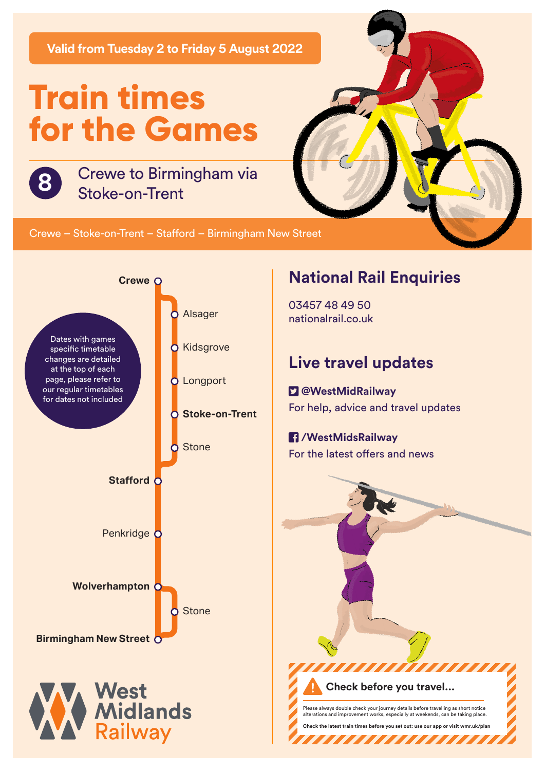**Valid from Tuesday 2 to Friday 5 August 2022**

# Train times for the Games

## 8 Crewe to Birmingham via Stoke-on-Trent

Crewe – Stoke-on-Trent – Stafford – Birmingham New Street

- **Crewe**
  - Alsager
  - Kidsgrove
  - Longport
  - **Stoke-on-Trent**
  - Stone
- **Stafford**
- Penkridge
- **Wolverhampton**
  - Stone
- **Birmingham New Street**

Dates with games specific timetable changes are detailed at the top of each page, please refer to our regular timetables for dates not included

West Midlands Railway

## National Rail Enquiries

03457 48 49 50
nationalrail.co.uk

## Live travel updates

**@WestMidRailway**
For help, advice and travel updates

**/WestMidsRailway**
For the latest offers and news

### Check before you travel...

Please always double check your journey details before travelling as short notice alterations and improvement works, especially at weekends, can be taking place.

**Check the latest train times before you set out: use our app or visit wmr.uk/plan**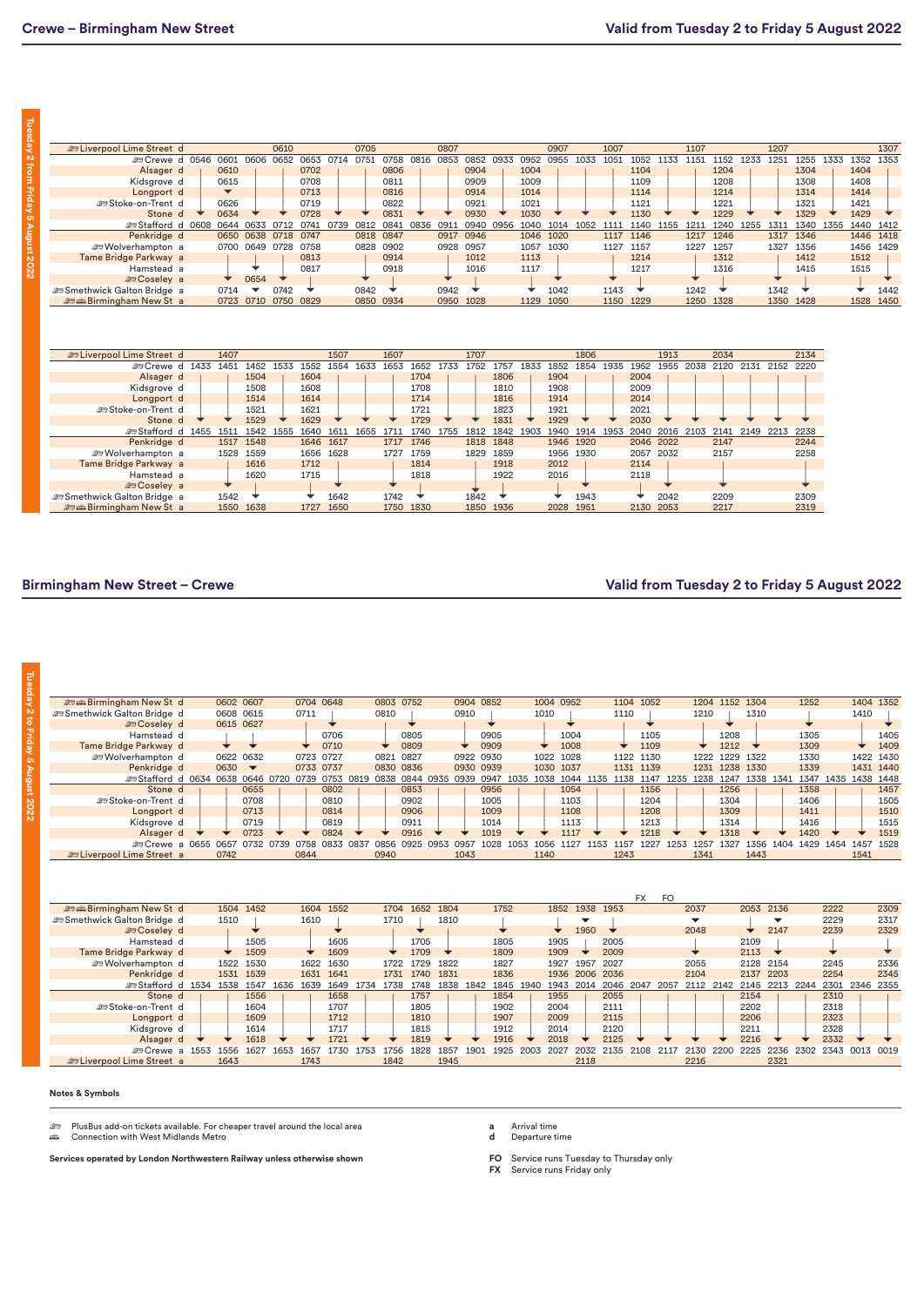## Crewe – Birmingham New Street

**Valid from Tuesday 2 to Friday 5 August 2022**

| | | | | | | | | | | | | | | | | | | | | | | | | | | |
|---|---|---|---|---|---|---|---|---|---|---|---|---|---|---|---|---|---|---|---|---|---|---|---|---|---|---|
| Liverpool Lime Street d | | | | 0610 | | | 0705 | | | 0807 | | | | 0907 | | 1007 | | | 1107 | | | 1207 | | | | 1307 |
| Crewe d | 0546 | 0601 | 0606 | 0652 | 0653 | 0714 | 0751 | 0758 | 0816 | 0853 | 0852 | 0933 | 0952 | 0955 | 1033 | 1051 | 1052 | 1133 | 1151 | 1152 | 1233 | 1251 | 1255 | 1333 | 1352 | 1353 |
| Alsager d | | 0610 | | | 0702 | | | 0806 | | | 0904 | | 1004 | | | | 1104 | | | 1204 | | | 1304 | | 1404 | |
| Kidsgrove d | | 0615 | | | 0708 | | | 0811 | | | 0909 | | 1009 | | | | 1109 | | | 1208 | | | 1308 | | 1408 | |
| Longport d | | ▼ | | | 0713 | | | 0816 | | | 0914 | | 1014 | | | | 1114 | | | 1214 | | | 1314 | | 1414 | |
| Stoke-on-Trent d | | 0626 | | | 0719 | | | 0822 | | | 0921 | | 1021 | | | | 1121 | | | 1221 | | | 1321 | | 1421 | |
| Stone d | ▼ | 0634 | ▼ | ▼ | 0728 | ▼ | ▼ | 0831 | ▼ | ▼ | 0930 | ▼ | 1030 | ▼ | ▼ | ▼ | 1130 | ▼ | ▼ | 1229 | ▼ | ▼ | 1329 | ▼ | 1429 | ▼ |
| Stafford d | 0608 | 0644 | 0633 | 0712 | 0741 | 0739 | 0812 | 0841 | 0836 | 0911 | 0940 | 0956 | 1040 | 1014 | 1052 | 1111 | 1140 | 1155 | 1211 | 1240 | 1255 | 1311 | 1340 | 1355 | 1440 | 1412 |
| Penkridge d | | 0650 | 0638 | 0718 | 0747 | | 0818 | 0847 | | 0917 | 0946 | | 1046 | 1020 | | 1117 | 1146 | | 1217 | 1246 | | 1317 | 1346 | | 1446 | 1418 |
| Wolverhampton a | | 0700 | 0649 | 0728 | 0758 | | 0828 | 0902 | | 0928 | 0957 | | 1057 | 1030 | | 1127 | 1157 | | 1227 | 1257 | | 1327 | 1356 | | 1456 | 1429 |
| Tame Bridge Parkway a | | | | | 0813 | | | 0914 | | | 1012 | | 1113 | | | | 1214 | | | 1312 | | | 1412 | | 1512 | |
| Hamstead a | | | ▼ | | 0817 | | | 0918 | | | 1016 | | 1117 | | | | 1217 | | | 1316 | | | 1415 | | 1515 | |
| Coseley a | | ▼ | 0654 | ▼ | | | ▼ | | | ▼ | | | | ▼ | | ▼ | | | ▼ | | | ▼ | | | | ▼ |
| Smethwick Galton Bridge a | | 0714 | ▼ | 0742 | ▼ | | 0842 | ▼ | | 0942 | ▼ | | ▼ | 1042 | | 1143 | ▼ | | 1242 | ▼ | | 1342 | ▼ | | ▼ | 1442 |
| Birmingham New St a | | 0723 | 0710 | 0750 | 0829 | | 0850 | 0934 | | 0950 | 1028 | | 1129 | 1050 | | 1150 | 1229 | | 1250 | 1328 | | 1350 | 1428 | | 1528 | 1450 |

| | | | | | | | | | | | | | | | | | | | | | | | |
|---|---|---|---|---|---|---|---|---|---|---|---|---|---|---|---|---|---|---|---|---|---|---|---|
| Liverpool Lime Street d | | 1407 | | | | 1507 | | 1607 | | | 1707 | | | | 1806 | | | 1913 | | 2034 | | | 2134 |
| Crewe d | 1433 | 1451 | 1452 | 1533 | 1552 | 1554 | 1633 | 1653 | 1652 | 1733 | 1752 | 1757 | 1833 | 1852 | 1854 | 1935 | 1952 | 1955 | 2038 | 2120 | 2131 | 2152 | 2220 |
| Alsager d | | | 1504 | | 1604 | | | | 1704 | | | 1806 | | 1904 | | | 2004 | | | | | | |
| Kidsgrove d | | | 1508 | | 1608 | | | | 1708 | | | 1810 | | 1908 | | | 2009 | | | | | | |
| Longport d | | | 1514 | | 1614 | | | | 1714 | | | 1816 | | 1914 | | | 2014 | | | | | | |
| Stoke-on-Trent d | | | 1521 | | 1621 | | | | 1721 | | | 1823 | | 1921 | | | 2021 | | | | | | |
| Stone d | ▼ | ▼ | 1529 | ▼ | 1629 | ▼ | ▼ | ▼ | 1729 | ▼ | ▼ | 1831 | ▼ | 1929 | ▼ | ▼ | 2030 | ▼ | ▼ | ▼ | ▼ | ▼ | ▼ |
| Stafford d | 1455 | 1511 | 1542 | 1555 | 1640 | 1611 | 1655 | 1711 | 1740 | 1755 | 1812 | 1842 | 1903 | 1940 | 1914 | 1953 | 2040 | 2016 | 2103 | 2141 | 2149 | 2213 | 2238 |
| Penkridge d | | 1517 | 1548 | | 1646 | 1617 | | 1717 | 1746 | | 1818 | 1848 | | 1946 | 1920 | | 2046 | 2022 | | 2147 | | | 2244 |
| Wolverhampton a | | 1528 | 1559 | | 1656 | 1628 | | 1727 | 1759 | | 1829 | 1859 | | 1956 | 1930 | | 2057 | 2032 | | 2157 | | | 2258 |
| Tame Bridge Parkway a | | | 1616 | | 1712 | | | | 1814 | | | 1918 | | 2012 | | | 2114 | | | | | | |
| Hamstead a | | | 1620 | | 1715 | | | | 1818 | | | 1922 | | 2016 | | | 2118 | | | | | | |
| Coseley a | | ▼ | | | | ▼ | | ▼ | | | ▼ | | | | ▼ | | | ▼ | | ▼ | | | ▼ |
| Smethwick Galton Bridge a | | 1542 | ▼ | | ▼ | 1642 | | 1742 | ▼ | | 1842 | ▼ | | ▼ | 1943 | | ▼ | 2042 | | 2209 | | | 2309 |
| Birmingham New St a | | 1550 | 1638 | | 1727 | 1650 | | 1750 | 1830 | | 1850 | 1936 | | 2028 | 1951 | | 2130 | 2053 | | 2217 | | | 2319 |

## Birmingham New Street – Crewe

**Valid from Tuesday 2 to Friday 5 August 2022**

| | | | | | | | | | | | | | | | | | | | | | | | | | | | |
|---|---|---|---|---|---|---|---|---|---|---|---|---|---|---|---|---|---|---|---|---|---|---|---|---|---|---|---|
| Birmingham New St d | | 0602 | 0607 | | 0704 | 0648 | | 0803 | 0752 | | 0904 | 0852 | | 1004 | 0952 | | 1104 | 1052 | | 1204 | 1152 | 1304 | | 1252 | | 1404 | 1352 |
| Smethwick Galton Bridge d | | 0608 | 0615 | | 0711 | | | 0810 | | | 0910 | | | 1010 | | | 1110 | | | 1210 | | 1310 | | | | 1410 | |
| Coseley d | | 0615 | 0627 | | | ▼ | | | ▼ | | | ▼ | | | ▼ | | | ▼ | | | ▼ | | | ▼ | | | ▼ |
| Hamstead d | | | | | | 0706 | | | 0805 | | | 0905 | | | 1004 | | | 1105 | | | 1208 | | | 1305 | | | 1405 |
| Tame Bridge Parkway d | | ▼ | ▼ | | ▼ | 0710 | | ▼ | 0809 | | ▼ | 0909 | | ▼ | 1008 | | ▼ | 1109 | | ▼ | 1212 | ▼ | | 1309 | | ▼ | 1409 |
| Wolverhampton d | | 0622 | 0632 | | 0723 | 0727 | | 0821 | 0827 | | 0922 | 0930 | | 1022 | 1028 | | 1122 | 1130 | | 1222 | 1229 | 1322 | | 1330 | | 1422 | 1430 |
| Penkridge d | | 0630 | ▼ | | 0733 | 0737 | | 0830 | 0836 | | 0930 | 0939 | | 1030 | 1037 | | 1131 | 1139 | | 1231 | 1238 | 1330 | | 1339 | | 1431 | 1440 |
| Stafford d | 0634 | 0638 | 0646 | 0720 | 0739 | 0753 | 0819 | 0838 | 0844 | 0935 | 0939 | 0947 | 1035 | 1038 | 1044 | 1135 | 1138 | 1147 | 1235 | 1238 | 1247 | 1338 | 1341 | 1347 | 1435 | 1438 | 1448 |
| Stone d | | | 0655 | | | 0802 | | | 0853 | | | 0956 | | | 1054 | | | 1156 | | | 1256 | | | 1358 | | | 1457 |
| Stoke-on-Trent d | | | 0708 | | | 0810 | | | 0902 | | | 1005 | | | 1103 | | | 1204 | | | 1304 | | | 1406 | | | 1505 |
| Longport d | | | 0713 | | | 0814 | | | 0906 | | | 1009 | | | 1108 | | | 1208 | | | 1309 | | | 1411 | | | 1510 |
| Kidsgrove d | | | 0719 | | | 0819 | | | 0911 | | | 1014 | | | 1113 | | | 1213 | | | 1314 | | | 1416 | | | 1515 |
| Alsager d | ▼ | ▼ | 0723 | ▼ | ▼ | 0824 | ▼ | ▼ | 0916 | ▼ | ▼ | 1019 | ▼ | ▼ | 1117 | ▼ | ▼ | 1218 | ▼ | ▼ | 1318 | ▼ | ▼ | 1420 | ▼ | ▼ | 1519 |
| Crewe a | 0655 | 0657 | 0732 | 0739 | 0758 | 0833 | 0837 | 0856 | 0925 | 0953 | 0957 | 1028 | 1053 | 1056 | 1127 | 1153 | 1157 | 1227 | 1253 | 1257 | 1327 | 1356 | 1404 | 1429 | 1454 | 1457 | 1528 |
| Liverpool Lime Street a | | 0742 | | | 0844 | | | 0940 | | | 1043 | | | 1140 | | | 1243 | | | 1341 | | 1443 | | | | 1541 | |

| | | | | | | | | | | | | | | | | | FX | FO | | | | | | | | |
|---|---|---|---|---|---|---|---|---|---|---|---|---|---|---|---|---|---|---|---|---|---|---|---|---|---|---|
| Birmingham New St d | | 1504 | 1452 | | 1604 | 1552 | | 1704 | 1652 | 1804 | | 1752 | | 1852 | 1938 | 1953 | | | 2037 | | 2053 | 2136 | | 2222 | | 2309 |
| Smethwick Galton Bridge d | | 1510 | | | 1610 | | | 1710 | | 1810 | | | | | ▼ | | | | ▼ | | | ▼ | | 2229 | | 2317 |
| Coseley d | | | ▼ | | | ▼ | | | ▼ | | | ▼ | | ▼ | 1950 | ▼ | | | 2048 | | ▼ | 2147 | | 2239 | | 2329 |
| Hamstead d | | | 1505 | | | 1605 | | | 1705 | | | 1805 | | 1905 | | 2005 | | | | | 2109 | | | | | |
| Tame Bridge Parkway d | | ▼ | 1509 | | ▼ | 1609 | | ▼ | 1709 | ▼ | | 1809 | | 1909 | ▼ | 2009 | | | ▼ | | 2113 | ▼ | | ▼ | | ▼ |
| Wolverhampton d | | 1522 | 1530 | | 1622 | 1630 | | 1722 | 1729 | 1822 | | 1827 | | 1927 | 1957 | 2027 | | | 2055 | | 2128 | 2154 | | 2245 | | 2336 |
| Penkridge d | | 1531 | 1539 | | 1631 | 1641 | | 1731 | 1740 | 1831 | | 1836 | | 1936 | 2006 | 2036 | | | 2104 | | 2137 | 2203 | | 2254 | | 2345 |
| Stafford d | 1534 | 1538 | 1547 | 1636 | 1639 | 1649 | 1734 | 1738 | 1748 | 1838 | 1842 | 1845 | 1940 | 1943 | 2014 | 2046 | 2047 | 2057 | 2112 | 2142 | 2145 | 2213 | 2244 | 2301 | 2346 | 2355 |
| Stone d | | | 1556 | | | 1658 | | | 1757 | | | 1854 | | 1955 | | 2055 | | | | | 2154 | | | 2310 | | |
| Stoke-on-Trent d | | | 1604 | | | 1707 | | | 1805 | | | 1902 | | 2004 | | 2111 | | | | | 2202 | | | 2318 | | |
| Longport d | | | 1609 | | | 1712 | | | 1810 | | | 1907 | | 2009 | | 2115 | | | | | 2206 | | | 2323 | | |
| Kidsgrove d | | | 1614 | | | 1717 | | | 1815 | | | 1912 | | 2014 | | 2120 | | | | | 2211 | | | 2328 | | |
| Alsager d | ▼ | ▼ | 1618 | ▼ | ▼ | 1721 | ▼ | ▼ | 1819 | ▼ | ▼ | 1916 | ▼ | 2018 | ▼ | 2125 | ▼ | ▼ | ▼ | ▼ | 2216 | ▼ | ▼ | 2332 | ▼ | ▼ |
| Crewe a | 1553 | 1556 | 1627 | 1653 | 1657 | 1730 | 1753 | 1756 | 1828 | 1857 | 1901 | 1925 | 2003 | 2027 | 2032 | 2135 | 2108 | 2117 | 2130 | 2200 | 2225 | 2236 | 2302 | 2343 | 0013 | 0019 |
| Liverpool Lime Street a | | 1643 | | | 1743 | | | 1842 | | 1945 | | | | | 2118 | | | | 2216 | | | 2321 | | | | |

**Notes & Symbols**

PlusBus add-on tickets available. For cheaper travel around the local area

Connection with West Midlands Metro

**Services operated by London Northwestern Railway unless otherwise shown**

**a** Arrival time

**d** Departure time

**FO** Service runs Tuesday to Thursday only

**FX** Service runs Friday only